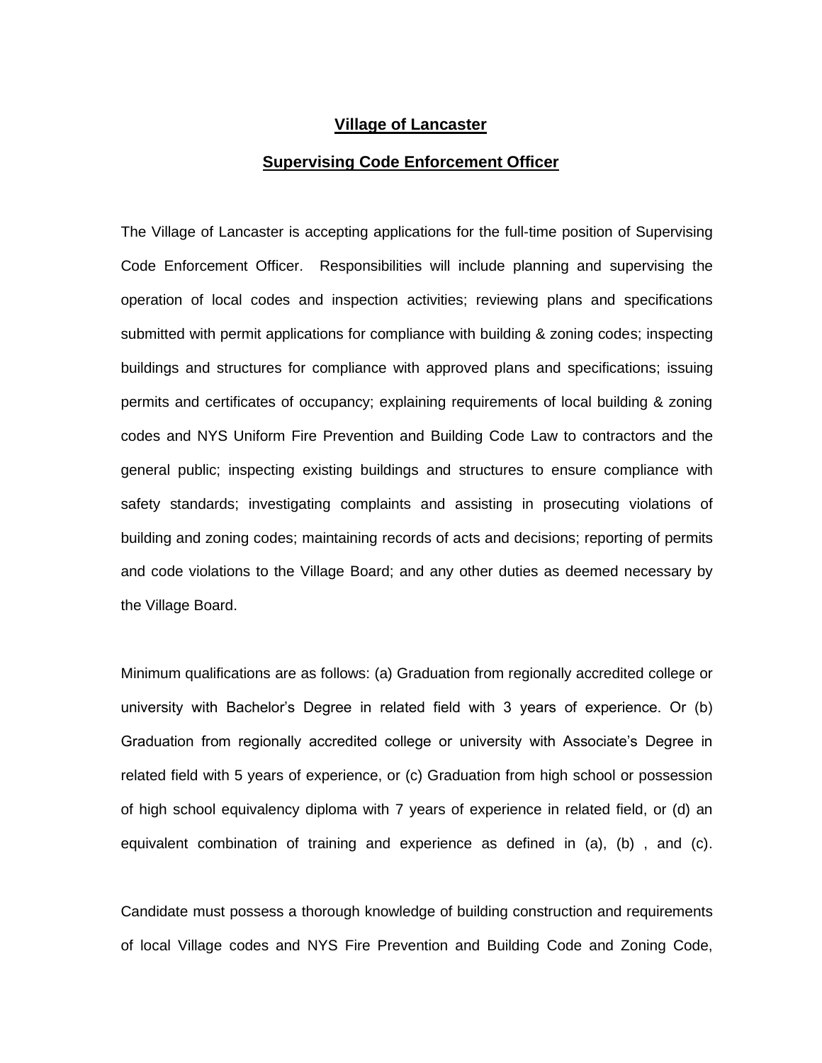**Village of Lancaster**

**Supervising Code Enforcement Officer**

The Village of Lancaster is accepting applications for the full-time position of Supervising Code Enforcement Officer. Responsibilities will include planning and supervising the operation of local codes and inspection activities; reviewing plans and specifications submitted with permit applications for compliance with building & zoning codes; inspecting buildings and structures for compliance with approved plans and specifications; issuing permits and certificates of occupancy; explaining requirements of local building & zoning codes and NYS Uniform Fire Prevention and Building Code Law to contractors and the general public; inspecting existing buildings and structures to ensure compliance with safety standards; investigating complaints and assisting in prosecuting violations of building and zoning codes; maintaining records of acts and decisions; reporting of permits and code violations to the Village Board; and any other duties as deemed necessary by the Village Board.

Minimum qualifications are as follows: (a) Graduation from regionally accredited college or university with Bachelor's Degree in related field with 3 years of experience. Or (b) Graduation from regionally accredited college or university with Associate's Degree in related field with 5 years of experience, or (c) Graduation from high school or possession of high school equivalency diploma with 7 years of experience in related field, or (d) an equivalent combination of training and experience as defined in (a), (b) , and (c).

Candidate must possess a thorough knowledge of building construction and requirements of local Village codes and NYS Fire Prevention and Building Code and Zoning Code,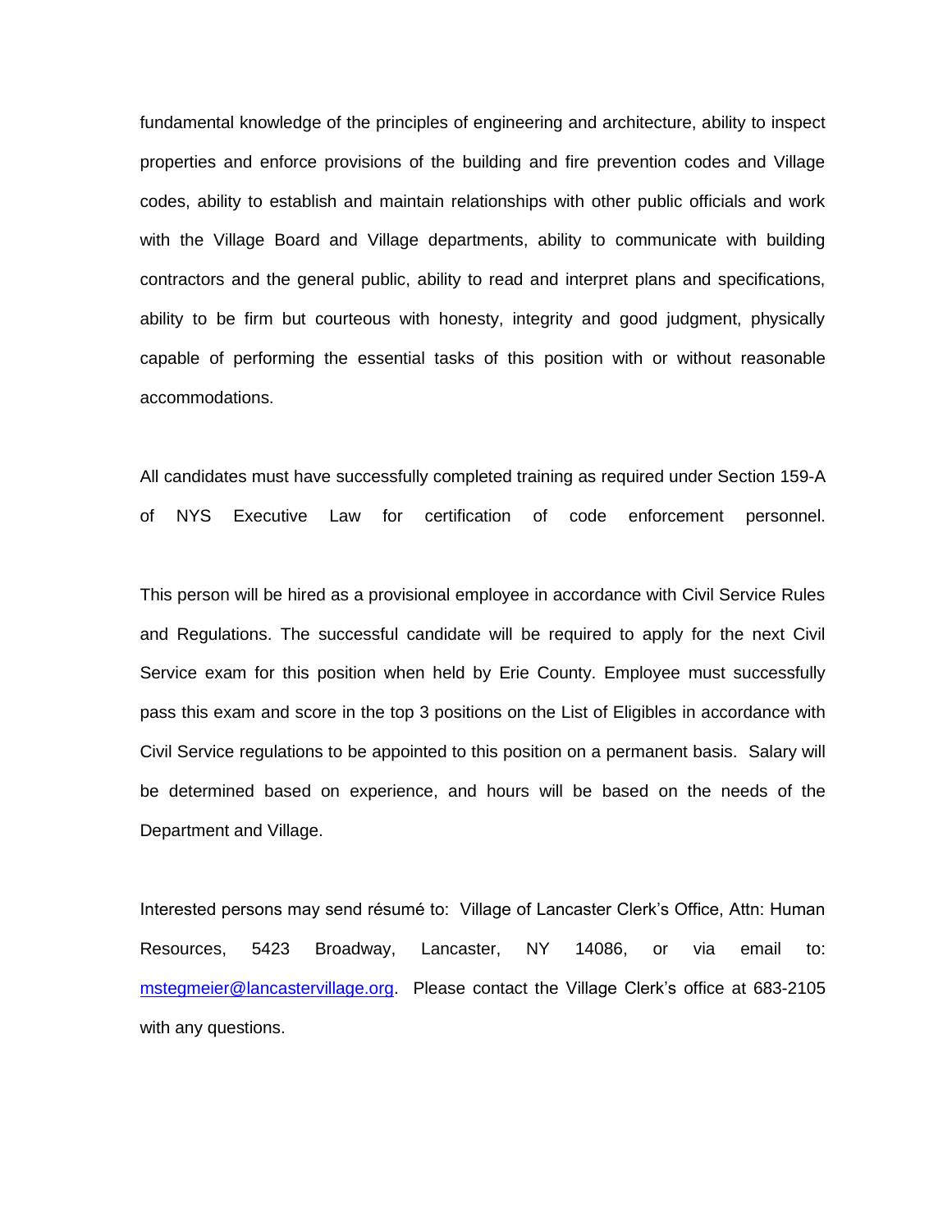fundamental knowledge of the principles of engineering and architecture, ability to inspect properties and enforce provisions of the building and fire prevention codes and Village codes, ability to establish and maintain relationships with other public officials and work with the Village Board and Village departments, ability to communicate with building contractors and the general public, ability to read and interpret plans and specifications, ability to be firm but courteous with honesty, integrity and good judgment, physically capable of performing the essential tasks of this position with or without reasonable accommodations.

All candidates must have successfully completed training as required under Section 159-A of NYS Executive Law for certification of code enforcement personnel.

This person will be hired as a provisional employee in accordance with Civil Service Rules and Regulations. The successful candidate will be required to apply for the next Civil Service exam for this position when held by Erie County. Employee must successfully pass this exam and score in the top 3 positions on the List of Eligibles in accordance with Civil Service regulations to be appointed to this position on a permanent basis. Salary will be determined based on experience, and hours will be based on the needs of the Department and Village.

Interested persons may send résumé to: Village of Lancaster Clerk's Office, Attn: Human Resources, 5423 Broadway, Lancaster, NY 14086, or via email to: mstegmeier@lancastervillage.org. Please contact the Village Clerk's office at 683-2105 with any questions.